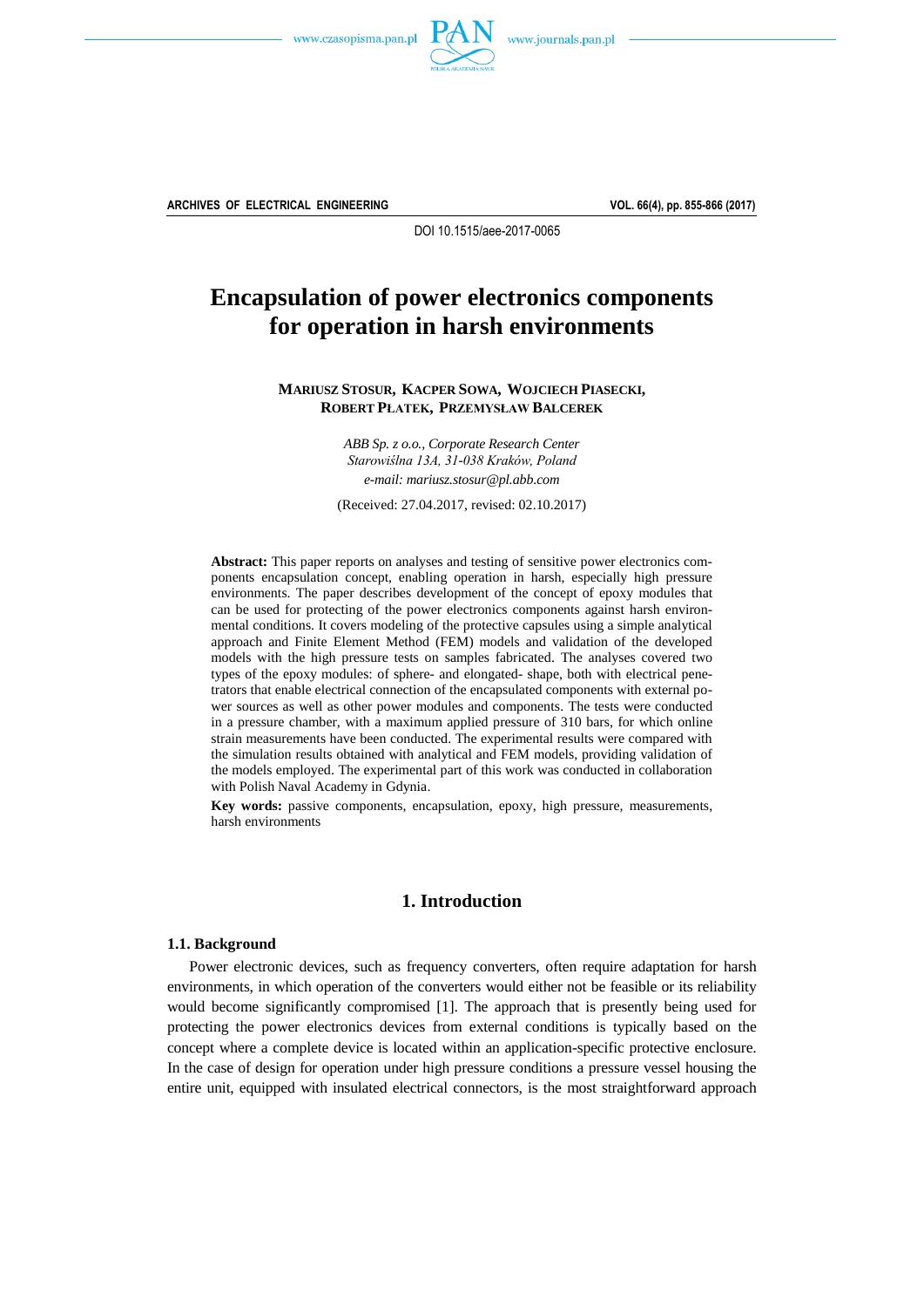DOI 10.1515/aee-2017-0065

# Encapsulation of power electronics components for operation in harsh environments

**MARIUSZ STOSUR, KACPER SOWA, WOJCIECH PIASECKI, ROBERT PŁATEK, PRZEMYSŁAW BALCEREK**

*ABB Sp. z o.o., Corporate Research Center*
*Starowiślna 13A, 31-038 Kraków, Poland*
*e-mail: mariusz.stosur@pl.abb.com*

(Received: 27.04.2017, revised: 02.10.2017)

**Abstract:** This paper reports on analyses and testing of sensitive power electronics components encapsulation concept, enabling operation in harsh, especially high pressure environments. The paper describes development of the concept of epoxy modules that can be used for protecting of the power electronics components against harsh environmental conditions. It covers modeling of the protective capsules using a simple analytical approach and Finite Element Method (FEM) models and validation of the developed models with the high pressure tests on samples fabricated. The analyses covered two types of the epoxy modules: of sphere- and elongated- shape, both with electrical penetrators that enable electrical connection of the encapsulated components with external power sources as well as other power modules and components. The tests were conducted in a pressure chamber, with a maximum applied pressure of 310 bars, for which online strain measurements have been conducted. The experimental results were compared with the simulation results obtained with analytical and FEM models, providing validation of the models employed. The experimental part of this work was conducted in collaboration with Polish Naval Academy in Gdynia.

**Key words:** passive components, encapsulation, epoxy, high pressure, measurements, harsh environments

## 1. Introduction

### 1.1. Background

Power electronic devices, such as frequency converters, often require adaptation for harsh environments, in which operation of the converters would either not be feasible or its reliability would become significantly compromised [1]. The approach that is presently being used for protecting the power electronics devices from external conditions is typically based on the concept where a complete device is located within an application-specific protective enclosure. In the case of design for operation under high pressure conditions a pressure vessel housing the entire unit, equipped with insulated electrical connectors, is the most straightforward approach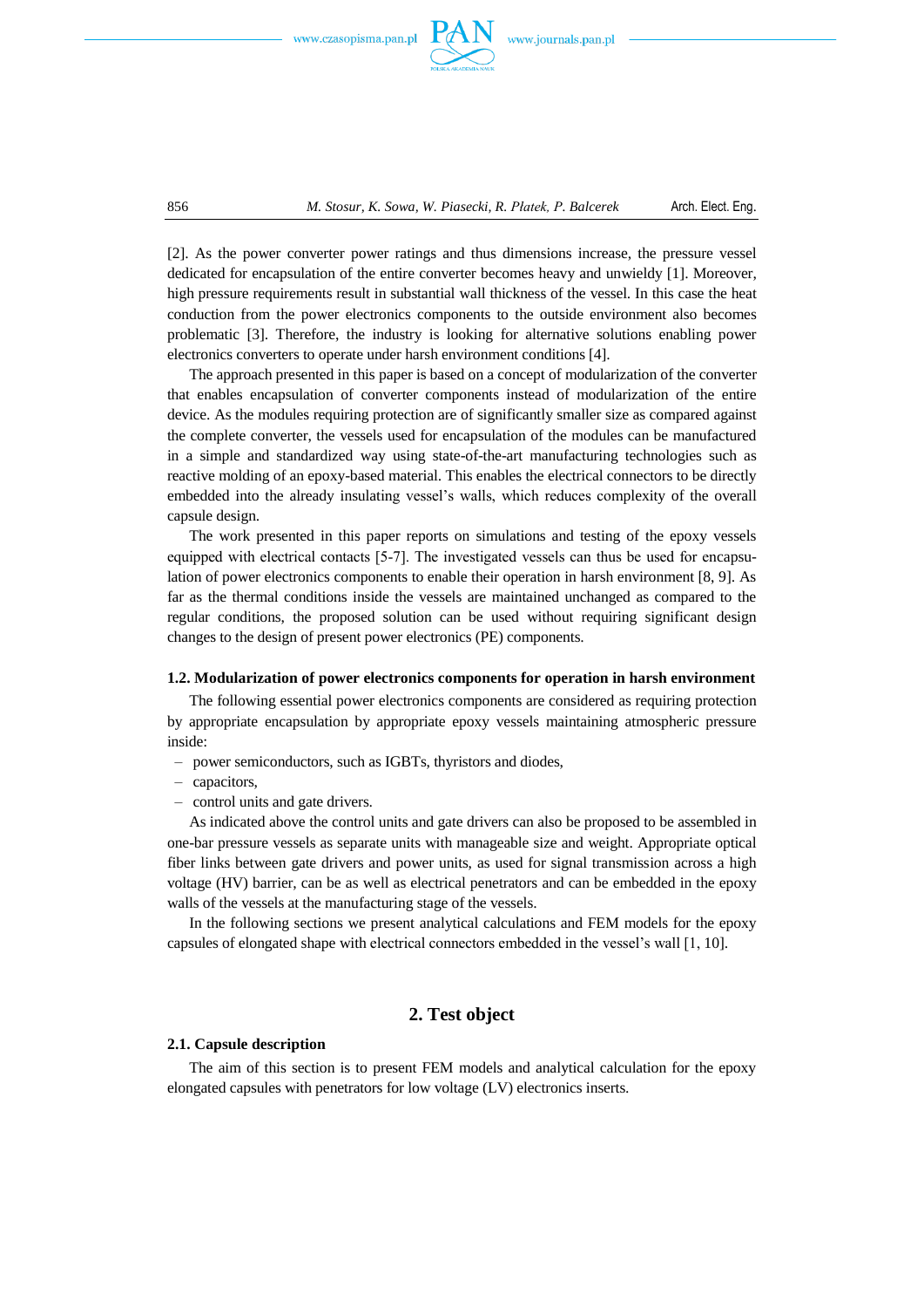[2]. As the power converter power ratings and thus dimensions increase, the pressure vessel dedicated for encapsulation of the entire converter becomes heavy and unwieldy [1]. Moreover, high pressure requirements result in substantial wall thickness of the vessel. In this case the heat conduction from the power electronics components to the outside environment also becomes problematic [3]. Therefore, the industry is looking for alternative solutions enabling power electronics converters to operate under harsh environment conditions [4].

The approach presented in this paper is based on a concept of modularization of the converter that enables encapsulation of converter components instead of modularization of the entire device. As the modules requiring protection are of significantly smaller size as compared against the complete converter, the vessels used for encapsulation of the modules can be manufactured in a simple and standardized way using state-of-the-art manufacturing technologies such as reactive molding of an epoxy-based material. This enables the electrical connectors to be directly embedded into the already insulating vessel's walls, which reduces complexity of the overall capsule design.

The work presented in this paper reports on simulations and testing of the epoxy vessels equipped with electrical contacts [5-7]. The investigated vessels can thus be used for encapsulation of power electronics components to enable their operation in harsh environment [8, 9]. As far as the thermal conditions inside the vessels are maintained unchanged as compared to the regular conditions, the proposed solution can be used without requiring significant design changes to the design of present power electronics (PE) components.

### 1.2. Modularization of power electronics components for operation in harsh environment

The following essential power electronics components are considered as requiring protection by appropriate encapsulation by appropriate epoxy vessels maintaining atmospheric pressure inside:

- power semiconductors, such as IGBTs, thyristors and diodes,
- capacitors,
- control units and gate drivers.

As indicated above the control units and gate drivers can also be proposed to be assembled in one-bar pressure vessels as separate units with manageable size and weight. Appropriate optical fiber links between gate drivers and power units, as used for signal transmission across a high voltage (HV) barrier, can be as well as electrical penetrators and can be embedded in the epoxy walls of the vessels at the manufacturing stage of the vessels.

In the following sections we present analytical calculations and FEM models for the epoxy capsules of elongated shape with electrical connectors embedded in the vessel's wall [1, 10].

## 2. Test object

### 2.1. Capsule description

The aim of this section is to present FEM models and analytical calculation for the epoxy elongated capsules with penetrators for low voltage (LV) electronics inserts.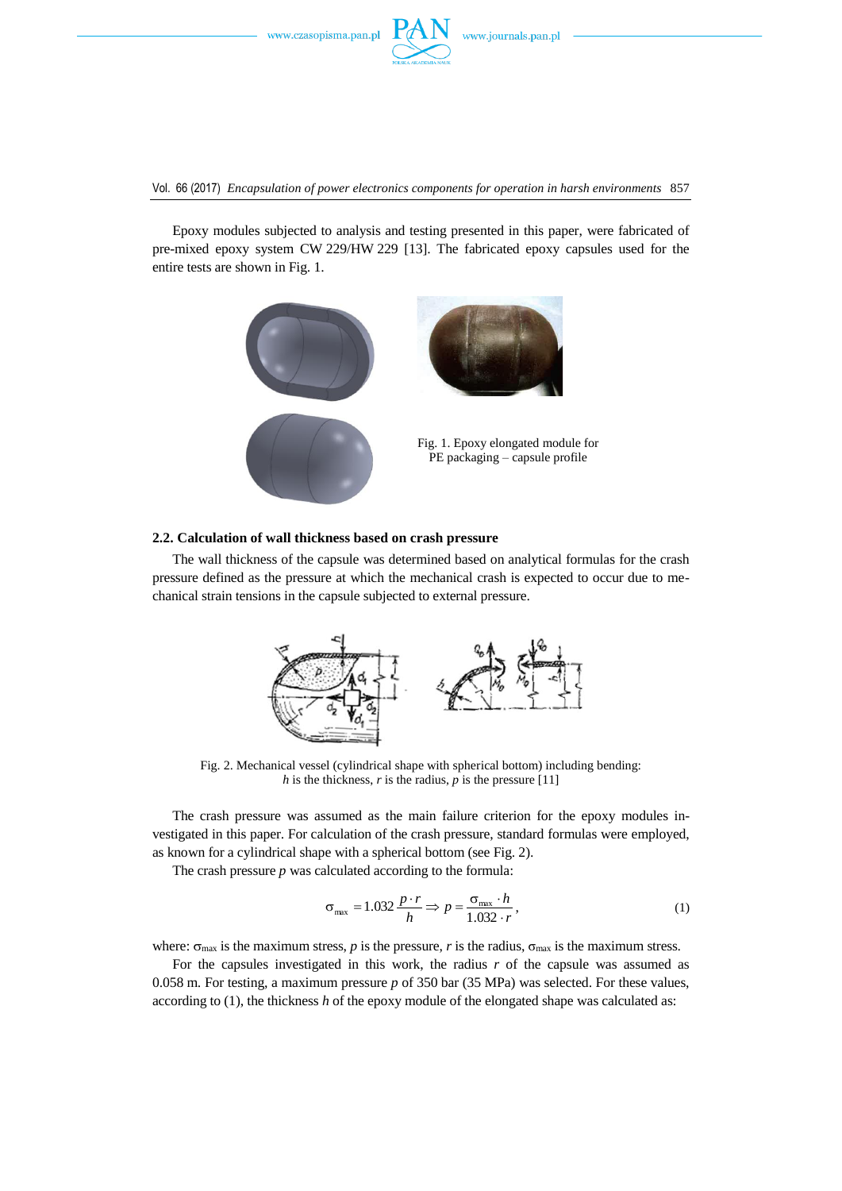Epoxy modules subjected to analysis and testing presented in this paper, were fabricated of pre-mixed epoxy system CW 229/HW 229 [13]. The fabricated epoxy capsules used for the entire tests are shown in Fig. 1.

Fig. 1. Epoxy elongated module for PE packaging – capsule profile

### 2.2. Calculation of wall thickness based on crash pressure

The wall thickness of the capsule was determined based on analytical formulas for the crash pressure defined as the pressure at which the mechanical crash is expected to occur due to mechanical strain tensions in the capsule subjected to external pressure.

Fig. 2. Mechanical vessel (cylindrical shape with spherical bottom) including bending: $h$ is the thickness, $r$ is the radius, $p$ is the pressure [11]

The crash pressure was assumed as the main failure criterion for the epoxy modules investigated in this paper. For calculation of the crash pressure, standard formulas were employed, as known for a cylindrical shape with a spherical bottom (see Fig. 2).

The crash pressure $p$ was calculated according to the formula:

$$\sigma_{max} = 1.032 \frac{p \cdot r}{h} \Rightarrow p = \frac{\sigma_{max} \cdot h}{1.032 \cdot r}, \tag{1}$$

where: $\sigma_{max}$ is the maximum stress, $p$ is the pressure, $r$ is the radius, $\sigma_{max}$ is the maximum stress.

For the capsules investigated in this work, the radius $r$ of the capsule was assumed as 0.058 m. For testing, a maximum pressure $p$ of 350 bar (35 MPa) was selected. For these values, according to (1), the thickness $h$ of the epoxy module of the elongated shape was calculated as: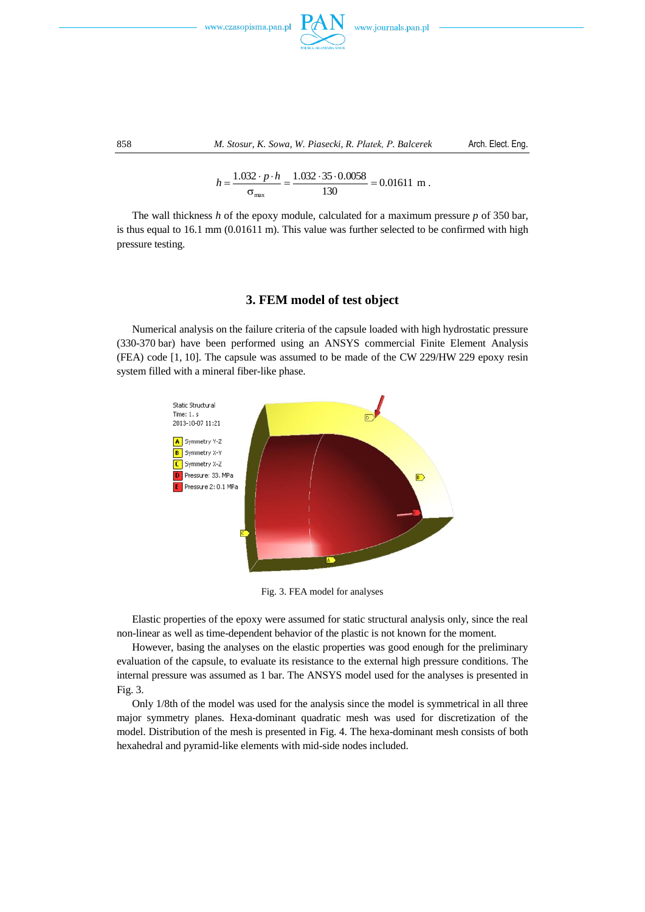$$h = \frac{1.032 \cdot p \cdot h}{\sigma_{max}} = \frac{1.032 \cdot 35 \cdot 0.0058}{130} = 0.01611 \text{ m}.$$

The wall thickness $h$ of the epoxy module, calculated for a maximum pressure $p$ of 350 bar, is thus equal to 16.1 mm (0.01611 m). This value was further selected to be confirmed with high pressure testing.

## 3. FEM model of test object

Numerical analysis on the failure criteria of the capsule loaded with high hydrostatic pressure (330-370 bar) have been performed using an ANSYS commercial Finite Element Analysis (FEA) code [1, 10]. The capsule was assumed to be made of the CW 229/HW 229 epoxy resin system filled with a mineral fiber-like phase.

Fig. 3. FEA model for analyses

Elastic properties of the epoxy were assumed for static structural analysis only, since the real non-linear as well as time-dependent behavior of the plastic is not known for the moment.

However, basing the analyses on the elastic properties was good enough for the preliminary evaluation of the capsule, to evaluate its resistance to the external high pressure conditions. The internal pressure was assumed as 1 bar. The ANSYS model used for the analyses is presented in Fig. 3.

Only 1/8th of the model was used for the analysis since the model is symmetrical in all three major symmetry planes. Hexa-dominant quadratic mesh was used for discretization of the model. Distribution of the mesh is presented in Fig. 4. The hexa-dominant mesh consists of both hexahedral and pyramid-like elements with mid-side nodes included.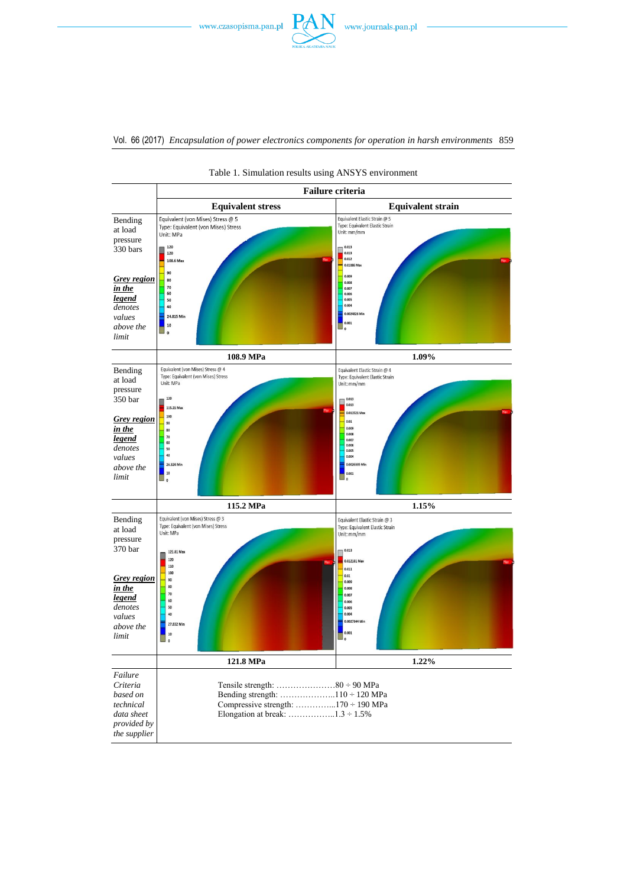Table 1. Simulation results using ANSYS environment

| | Failure criteria | |
|---|---|---|
| | **Equivalent stress** | **Equivalent strain** |
| Bending at load pressure 330 bars *__Grey region in the legend__ denotes values above the limit* | | |
| | **108.9 MPa** | **1.09%** |
| Bending at load pressure 350 bar *__Grey region in the legend__ denotes values above the limit* | | |
| | **115.2 MPa** | **1.15%** |
| Bending at load pressure 370 bar *__Grey region in the legend__ denotes values above the limit* | | |
| | **121.8 MPa** | **1.22%** |
| *Failure Criteria based on technical data sheet provided by the supplier* | Tensile strength: …………………80 ÷ 90 MPa<br>Bending strength: ………………..110 ÷ 120 MPa<br>Compressive strength: …………...170 ÷ 190 MPa<br>Elongation at break: ……………..1.3 ÷ 1.5% | |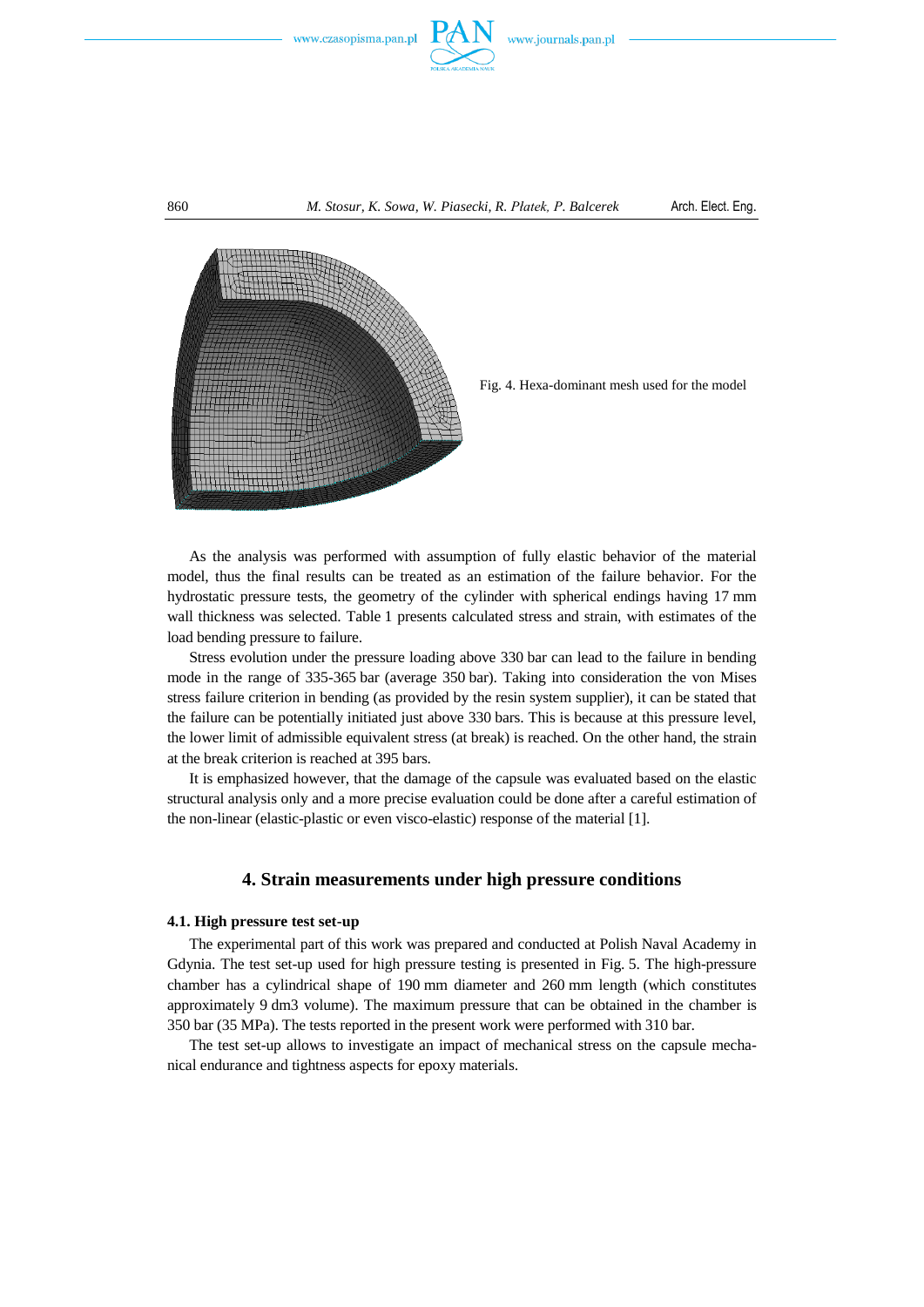Fig. 4. Hexa-dominant mesh used for the model

As the analysis was performed with assumption of fully elastic behavior of the material model, thus the final results can be treated as an estimation of the failure behavior. For the hydrostatic pressure tests, the geometry of the cylinder with spherical endings having 17 mm wall thickness was selected. Table 1 presents calculated stress and strain, with estimates of the load bending pressure to failure.

Stress evolution under the pressure loading above 330 bar can lead to the failure in bending mode in the range of 335-365 bar (average 350 bar). Taking into consideration the von Mises stress failure criterion in bending (as provided by the resin system supplier), it can be stated that the failure can be potentially initiated just above 330 bars. This is because at this pressure level, the lower limit of admissible equivalent stress (at break) is reached. On the other hand, the strain at the break criterion is reached at 395 bars.

It is emphasized however, that the damage of the capsule was evaluated based on the elastic structural analysis only and a more precise evaluation could be done after a careful estimation of the non-linear (elastic-plastic or even visco-elastic) response of the material [1].

## 4. Strain measurements under high pressure conditions

### 4.1. High pressure test set-up

The experimental part of this work was prepared and conducted at Polish Naval Academy in Gdynia. The test set-up used for high pressure testing is presented in Fig. 5. The high-pressure chamber has a cylindrical shape of 190 mm diameter and 260 mm length (which constitutes approximately 9 dm3 volume). The maximum pressure that can be obtained in the chamber is 350 bar (35 MPa). The tests reported in the present work were performed with 310 bar.

The test set-up allows to investigate an impact of mechanical stress on the capsule mechanical endurance and tightness aspects for epoxy materials.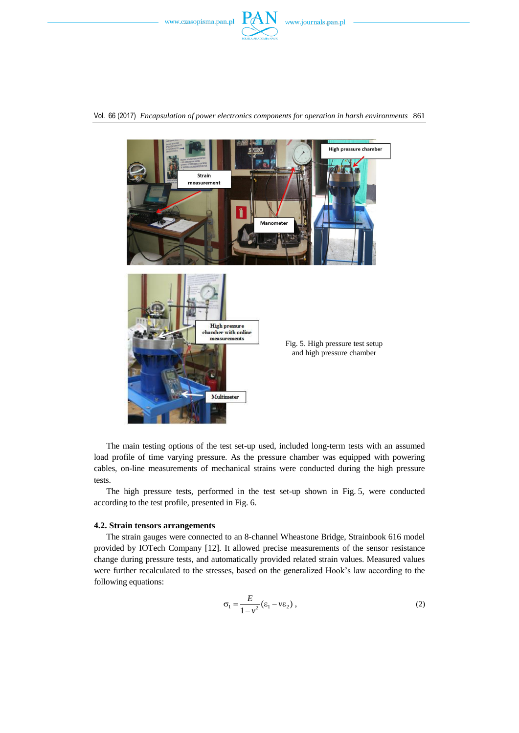Fig. 5. High pressure test setup and high pressure chamber

The main testing options of the test set-up used, included long-term tests with an assumed load profile of time varying pressure. As the pressure chamber was equipped with powering cables, on-line measurements of mechanical strains were conducted during the high pressure tests.

The high pressure tests, performed in the test set-up shown in Fig. 5, were conducted according to the test profile, presented in Fig. 6.

### 4.2. Strain tensors arrangements

The strain gauges were connected to an 8-channel Wheatstone Bridge, Strainbook 616 model provided by IOTech Company [12]. It allowed precise measurements of the sensor resistance change during pressure tests, and automatically provided related strain values. Measured values were further recalculated to the stresses, based on the generalized Hook's law according to the following equations:

$$\sigma_1 = \frac{E}{1-\nu^2}(\varepsilon_1 - \nu\varepsilon_2), \tag{2}$$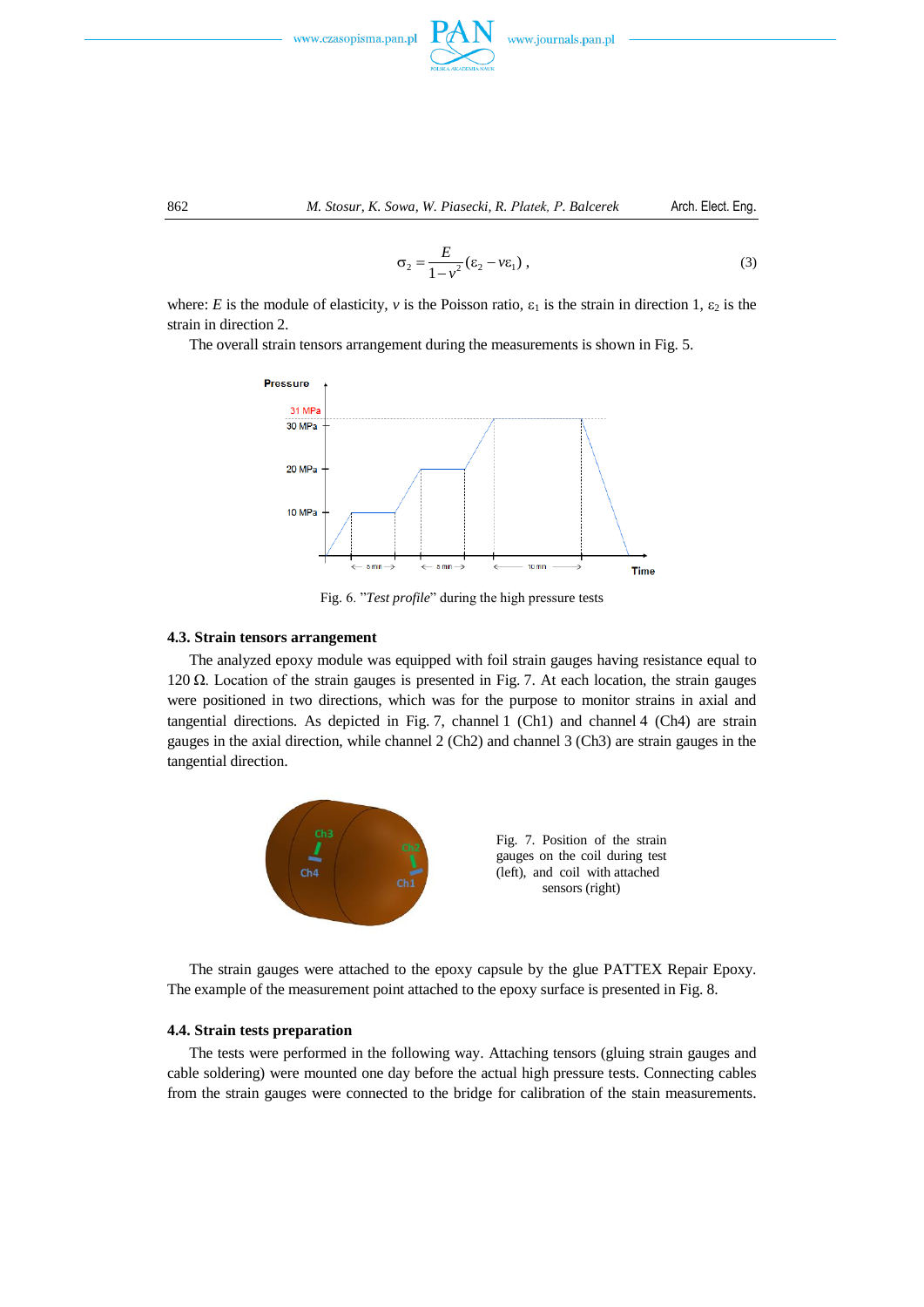$$\sigma_2 = \frac{E}{1 - v^2}(\varepsilon_2 - v\varepsilon_1) , \tag{3}$$

where: $E$ is the module of elasticity, $v$ is the Poisson ratio, $\varepsilon_1$ is the strain in direction 1, $\varepsilon_2$ is the strain in direction 2.

The overall strain tensors arrangement during the measurements is shown in Fig. 5.

Fig. 6. "*Test profile*" during the high pressure tests

### 4.3. Strain tensors arrangement

The analyzed epoxy module was equipped with foil strain gauges having resistance equal to 120 Ω. Location of the strain gauges is presented in Fig. 7. At each location, the strain gauges were positioned in two directions, which was for the purpose to monitor strains in axial and tangential directions. As depicted in Fig. 7, channel 1 (Ch1) and channel 4 (Ch4) are strain gauges in the axial direction, while channel 2 (Ch2) and channel 3 (Ch3) are strain gauges in the tangential direction.

Fig. 7. Position of the strain gauges on the coil during test (left), and coil with attached sensors (right)

The strain gauges were attached to the epoxy capsule by the glue PATTEX Repair Epoxy. The example of the measurement point attached to the epoxy surface is presented in Fig. 8.

### 4.4. Strain tests preparation

The tests were performed in the following way. Attaching tensors (gluing strain gauges and cable soldering) were mounted one day before the actual high pressure tests. Connecting cables from the strain gauges were connected to the bridge for calibration of the stain measurements.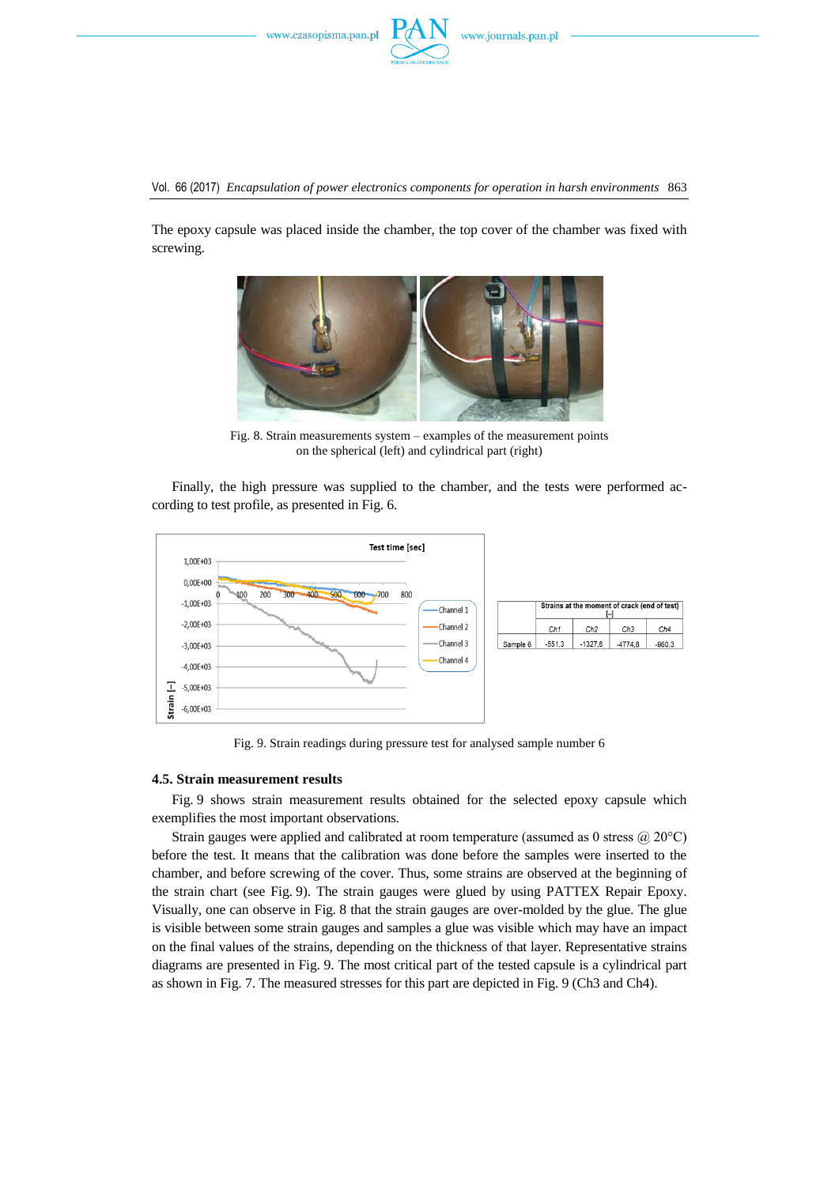The epoxy capsule was placed inside the chamber, the top cover of the chamber was fixed with screwing.

Fig. 8. Strain measurements system – examples of the measurement points on the spherical (left) and cylindrical part (right)

Finally, the high pressure was supplied to the chamber, and the tests were performed according to test profile, as presented in Fig. 6.

| | Strains at the moment of crack (end of test) [-] | | | |
|---|---|---|---|---|
| | Ch1 | Ch2 | Ch3 | Ch4 |
| Sample 6 | -551,3 | -1327,6 | -4774,8 | -960,3 |

Fig. 9. Strain readings during pressure test for analysed sample number 6

### 4.5. Strain measurement results

Fig. 9 shows strain measurement results obtained for the selected epoxy capsule which exemplifies the most important observations.

Strain gauges were applied and calibrated at room temperature (assumed as 0 stress @ 20°C) before the test. It means that the calibration was done before the samples were inserted to the chamber, and before screwing of the cover. Thus, some strains are observed at the beginning of the strain chart (see Fig. 9). The strain gauges were glued by using PATTEX Repair Epoxy. Visually, one can observe in Fig. 8 that the strain gauges are over-molded by the glue. The glue is visible between some strain gauges and samples a glue was visible which may have an impact on the final values of the strains, depending on the thickness of that layer. Representative strains diagrams are presented in Fig. 9. The most critical part of the tested capsule is a cylindrical part as shown in Fig. 7. The measured stresses for this part are depicted in Fig. 9 (Ch3 and Ch4).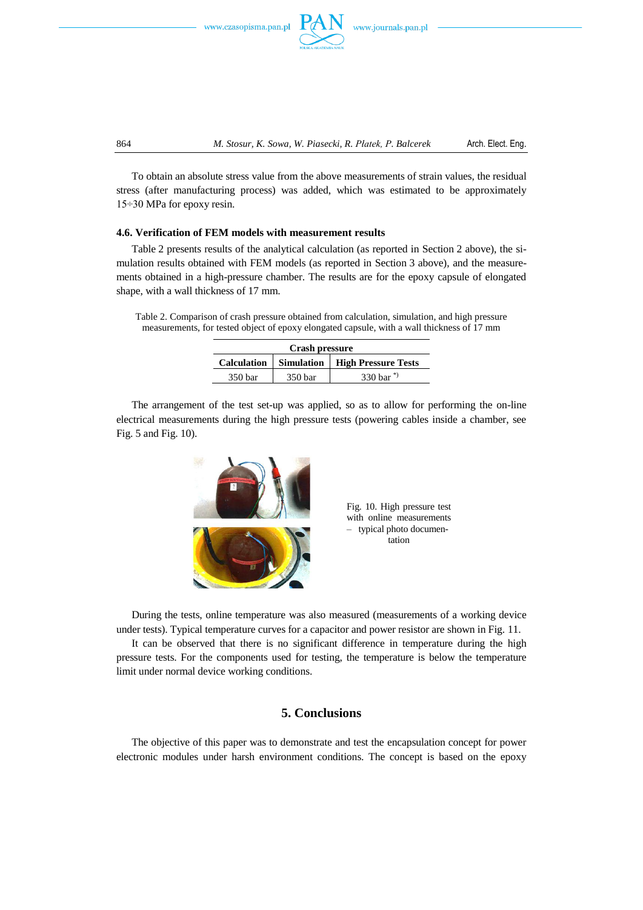To obtain an absolute stress value from the above measurements of strain values, the residual stress (after manufacturing process) was added, which was estimated to be approximately 15÷30 MPa for epoxy resin.

### 4.6. Verification of FEM models with measurement results

Table 2 presents results of the analytical calculation (as reported in Section 2 above), the simulation results obtained with FEM models (as reported in Section 3 above), and the measurements obtained in a high-pressure chamber. The results are for the epoxy capsule of elongated shape, with a wall thickness of 17 mm.

Table 2. Comparison of crash pressure obtained from calculation, simulation, and high pressure measurements, for tested object of epoxy elongated capsule, with a wall thickness of 17 mm

| Crash pressure | | |
|---|---|---|
| **Calculation** | **Simulation** | **High Pressure Tests** |
| 350 bar | 350 bar | 330 bar [*)] |

The arrangement of the test set-up was applied, so as to allow for performing the on-line electrical measurements during the high pressure tests (powering cables inside a chamber, see Fig. 5 and Fig. 10).

Fig. 10. High pressure test with online measurements – typical photo documentation

During the tests, online temperature was also measured (measurements of a working device under tests). Typical temperature curves for a capacitor and power resistor are shown in Fig. 11.

It can be observed that there is no significant difference in temperature during the high pressure tests. For the components used for testing, the temperature is below the temperature limit under normal device working conditions.

## 5. Conclusions

The objective of this paper was to demonstrate and test the encapsulation concept for power electronic modules under harsh environment conditions. The concept is based on the epoxy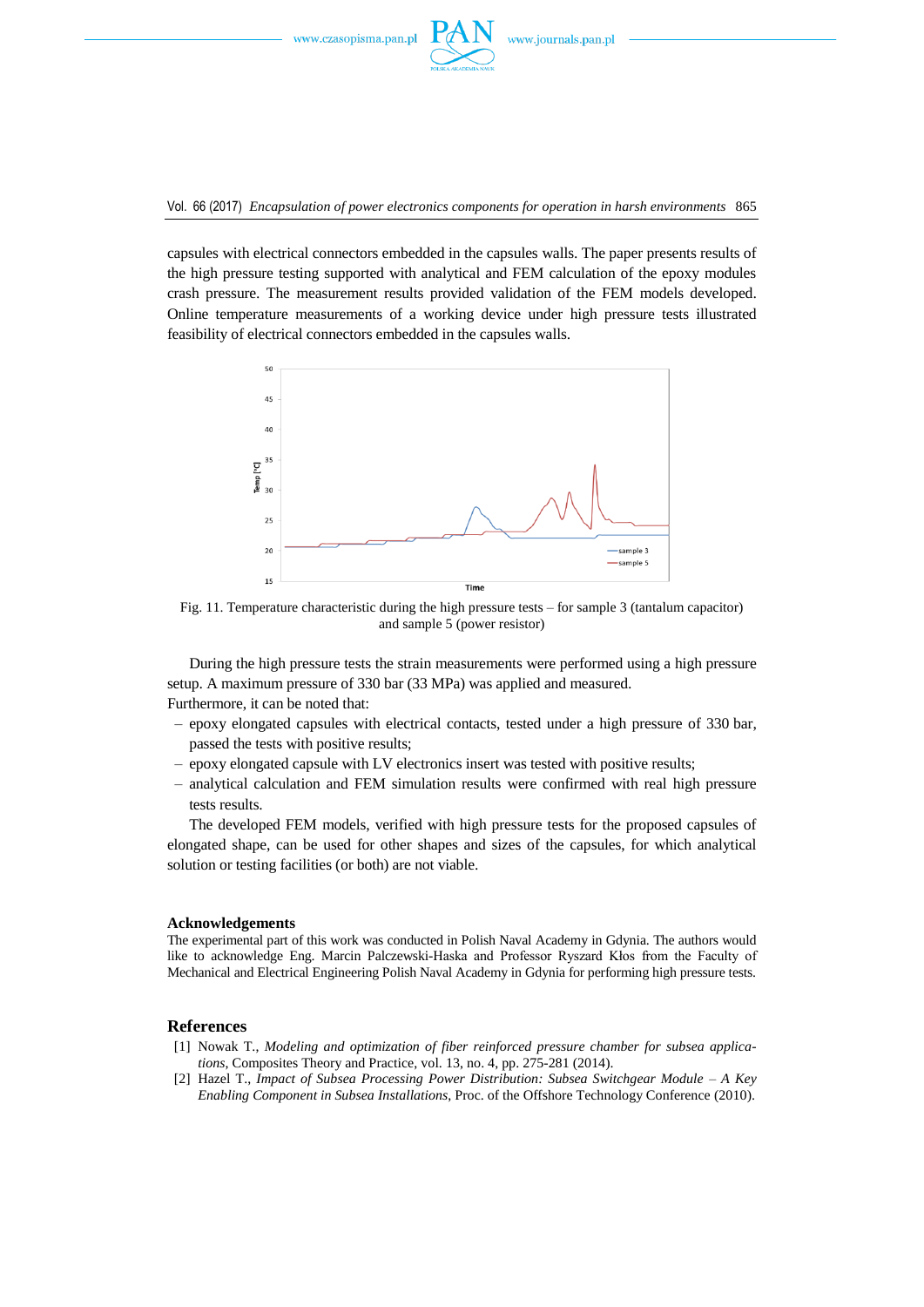capsules with electrical connectors embedded in the capsules walls. The paper presents results of the high pressure testing supported with analytical and FEM calculation of the epoxy modules crash pressure. The measurement results provided validation of the FEM models developed. Online temperature measurements of a working device under high pressure tests illustrated feasibility of electrical connectors embedded in the capsules walls.

Fig. 11. Temperature characteristic during the high pressure tests – for sample 3 (tantalum capacitor) and sample 5 (power resistor)

During the high pressure tests the strain measurements were performed using a high pressure setup. A maximum pressure of 330 bar (33 MPa) was applied and measured.

Furthermore, it can be noted that:

- epoxy elongated capsules with electrical contacts, tested under a high pressure of 330 bar, passed the tests with positive results;
- epoxy elongated capsule with LV electronics insert was tested with positive results;
- analytical calculation and FEM simulation results were confirmed with real high pressure tests results.

The developed FEM models, verified with high pressure tests for the proposed capsules of elongated shape, can be used for other shapes and sizes of the capsules, for which analytical solution or testing facilities (or both) are not viable.

## Acknowledgements

The experimental part of this work was conducted in Polish Naval Academy in Gdynia. The authors would like to acknowledge Eng. Marcin Palczewski-Haska and Professor Ryszard Kłos from the Faculty of Mechanical and Electrical Engineering Polish Naval Academy in Gdynia for performing high pressure tests.

## References

[1] Nowak T., *Modeling and optimization of fiber reinforced pressure chamber for subsea applications*, Composites Theory and Practice, vol. 13, no. 4, pp. 275-281 (2014).

[2] Hazel T., *Impact of Subsea Processing Power Distribution: Subsea Switchgear Module – A Key Enabling Component in Subsea Installations*, Proc. of the Offshore Technology Conference (2010).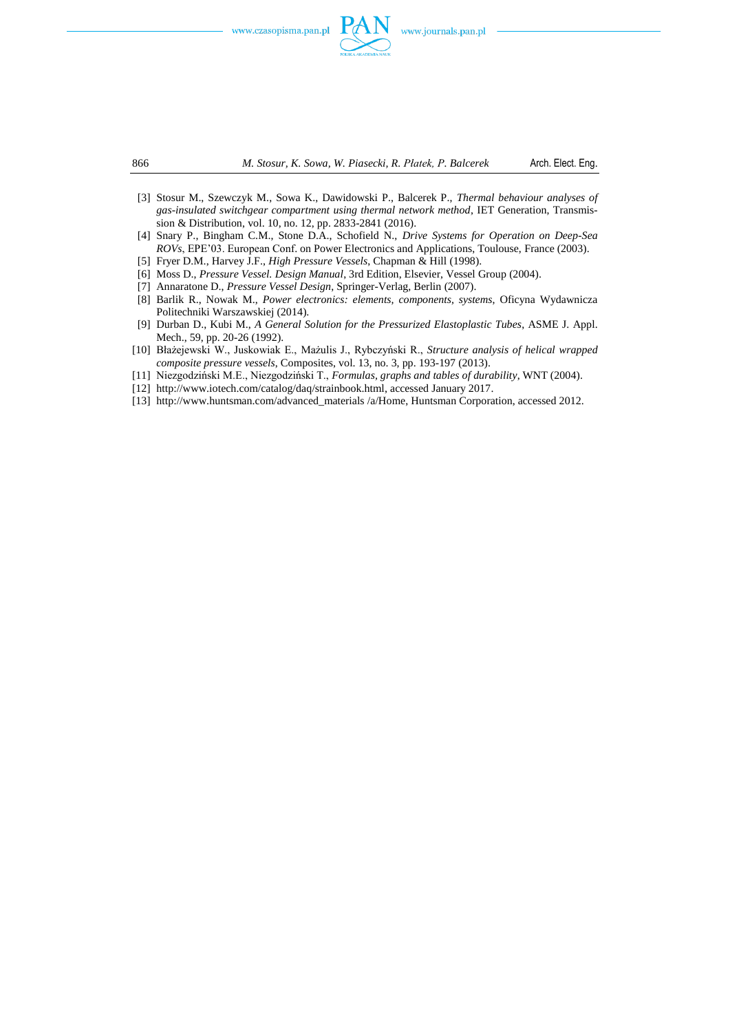[3] Stosur M., Szewczyk M., Sowa K., Dawidowski P., Balcerek P., *Thermal behaviour analyses of gas-insulated switchgear compartment using thermal network method*, IET Generation, Transmission & Distribution, vol. 10, no. 12, pp. 2833-2841 (2016).

[4] Snary P., Bingham C.M., Stone D.A., Schofield N., *Drive Systems for Operation on Deep-Sea ROVs*, EPE'03. European Conf. on Power Electronics and Applications, Toulouse, France (2003).

[5] Fryer D.M., Harvey J.F., *High Pressure Vessels*, Chapman & Hill (1998).

[6] Moss D., *Pressure Vessel. Design Manual*, 3rd Edition, Elsevier, Vessel Group (2004).

[7] Annaratone D., *Pressure Vessel Design*, Springer-Verlag, Berlin (2007).

[8] Barlik R., Nowak M., *Power electronics: elements, components, systems*, Oficyna Wydawnicza Politechniki Warszawskiej (2014).

[9] Durban D., Kubi M., *A General Solution for the Pressurized Elastoplastic Tubes*, ASME J. Appl. Mech., 59, pp. 20-26 (1992).

[10] Błażejewski W., Juskowiak E., Mażulis J., Rybczyński R., *Structure analysis of helical wrapped composite pressure vessels*, Composites, vol. 13, no. 3, pp. 193-197 (2013).

[11] Niezgodziński M.E., Niezgodziński T., *Formulas, graphs and tables of durability*, WNT (2004).

[12] http://www.iotech.com/catalog/daq/strainbook.html, accessed January 2017.

[13] http://www.huntsman.com/advanced_materials /a/Home, Huntsman Corporation, accessed 2012.